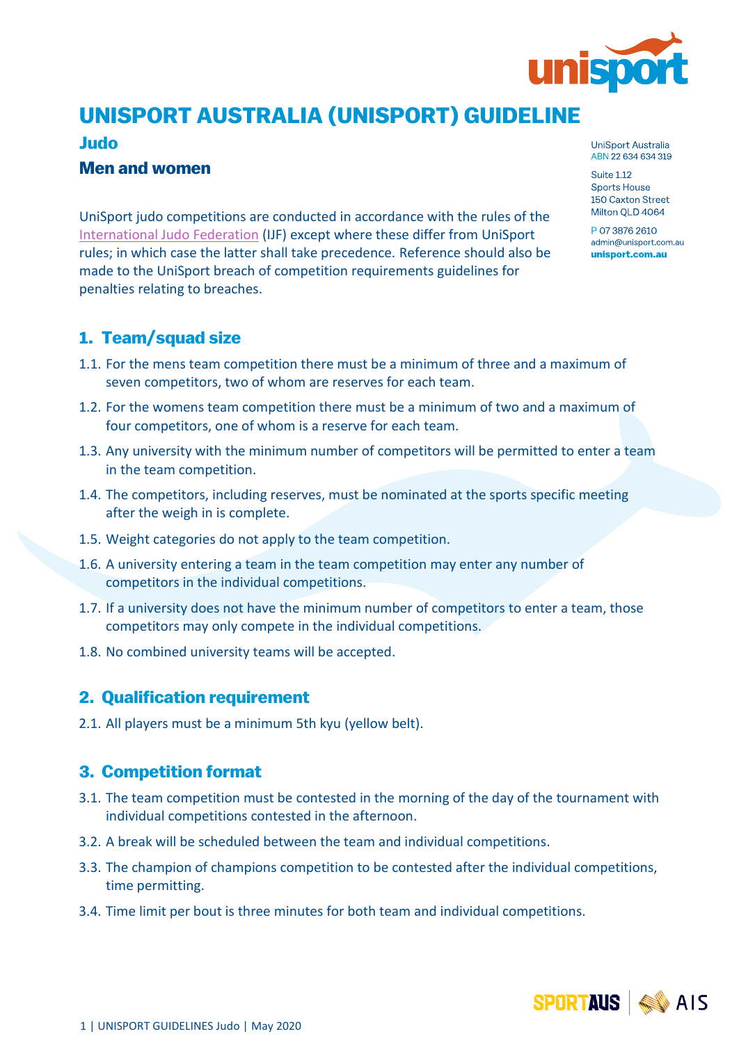# UNISPORT AUSTRALIA (UNISPORT) GUIDELINE

## Judo

## Men and women

UniSport Australia
ABN 22 634 634 319

Suite 1.12
Sports House
150 Caxton Street
Milton QLD 4064

P 07 3876 2610
admin@unisport.com.au
unisport.com.au

UniSport judo competitions are conducted in accordance with the rules of the International Judo Federation (IJF) except where these differ from UniSport rules; in which case the latter shall take precedence. Reference should also be made to the UniSport breach of competition requirements guidelines for penalties relating to breaches.

## 1. Team/squad size

1.1. For the mens team competition there must be a minimum of three and a maximum of seven competitors, two of whom are reserves for each team.

1.2. For the womens team competition there must be a minimum of two and a maximum of four competitors, one of whom is a reserve for each team.

1.3. Any university with the minimum number of competitors will be permitted to enter a team in the team competition.

1.4. The competitors, including reserves, must be nominated at the sports specific meeting after the weigh in is complete.

1.5. Weight categories do not apply to the team competition.

1.6. A university entering a team in the team competition may enter any number of competitors in the individual competitions.

1.7. If a university does not have the minimum number of competitors to enter a team, those competitors may only compete in the individual competitions.

1.8. No combined university teams will be accepted.

## 2. Qualification requirement

2.1. All players must be a minimum 5th kyu (yellow belt).

## 3. Competition format

3.1. The team competition must be contested in the morning of the day of the tournament with individual competitions contested in the afternoon.

3.2. A break will be scheduled between the team and individual competitions.

3.3. The champion of champions competition to be contested after the individual competitions, time permitting.

3.4. Time limit per bout is three minutes for both team and individual competitions.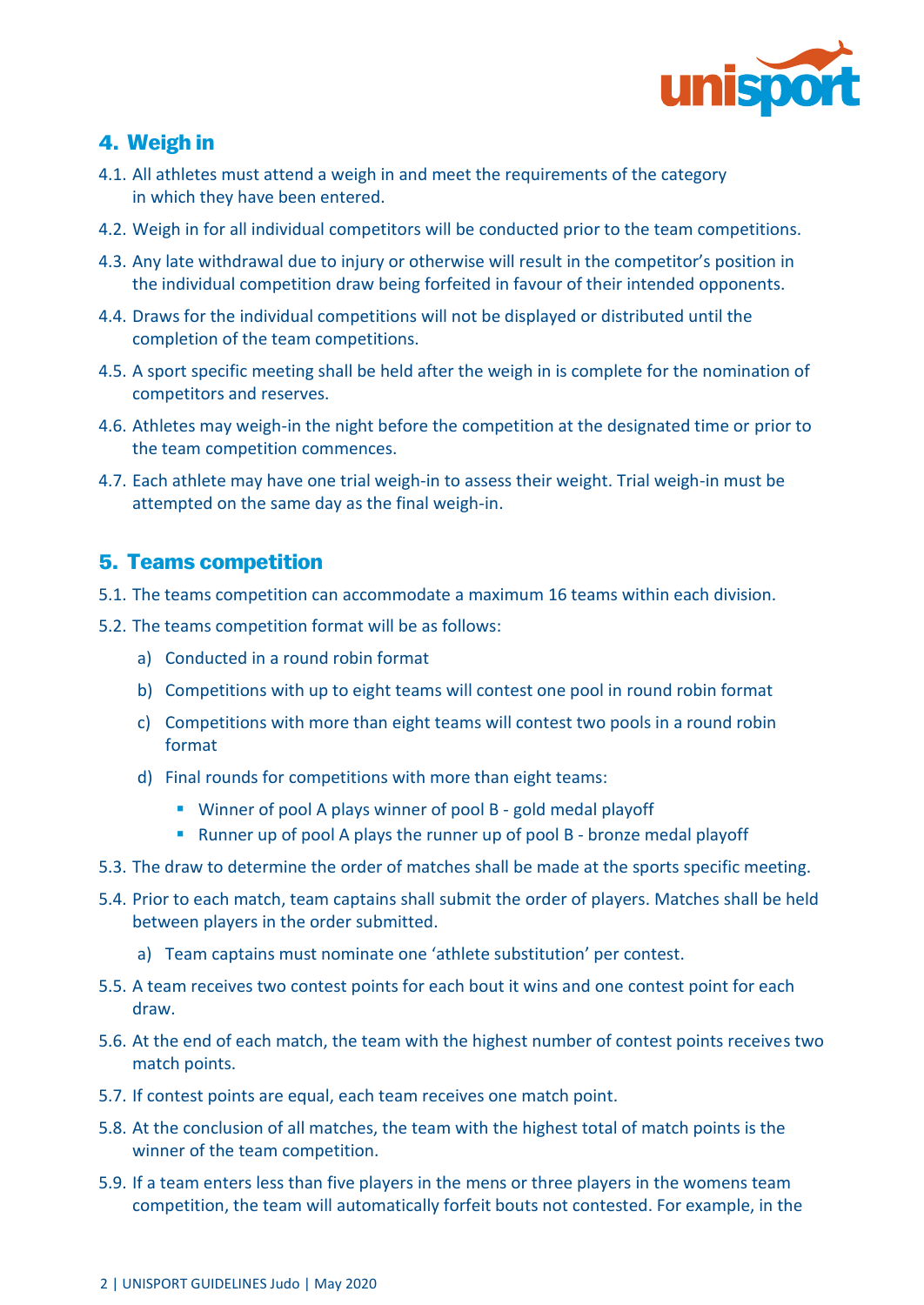## 4. Weigh in

4.1. All athletes must attend a weigh in and meet the requirements of the category in which they have been entered.

4.2. Weigh in for all individual competitors will be conducted prior to the team competitions.

4.3. Any late withdrawal due to injury or otherwise will result in the competitor's position in the individual competition draw being forfeited in favour of their intended opponents.

4.4. Draws for the individual competitions will not be displayed or distributed until the completion of the team competitions.

4.5. A sport specific meeting shall be held after the weigh in is complete for the nomination of competitors and reserves.

4.6. Athletes may weigh-in the night before the competition at the designated time or prior to the team competition commences.

4.7. Each athlete may have one trial weigh-in to assess their weight. Trial weigh-in must be attempted on the same day as the final weigh-in.

## 5. Teams competition

5.1. The teams competition can accommodate a maximum 16 teams within each division.

5.2. The teams competition format will be as follows:

- a) Conducted in a round robin format
- b) Competitions with up to eight teams will contest one pool in round robin format
- c) Competitions with more than eight teams will contest two pools in a round robin format
- d) Final rounds for competitions with more than eight teams:
  - Winner of pool A plays winner of pool B - gold medal playoff
  - Runner up of pool A plays the runner up of pool B - bronze medal playoff

5.3. The draw to determine the order of matches shall be made at the sports specific meeting.

5.4. Prior to each match, team captains shall submit the order of players. Matches shall be held between players in the order submitted.

- a) Team captains must nominate one 'athlete substitution' per contest.

5.5. A team receives two contest points for each bout it wins and one contest point for each draw.

5.6. At the end of each match, the team with the highest number of contest points receives two match points.

5.7. If contest points are equal, each team receives one match point.

5.8. At the conclusion of all matches, the team with the highest total of match points is the winner of the team competition.

5.9. If a team enters less than five players in the mens or three players in the womens team competition, the team will automatically forfeit bouts not contested. For example, in the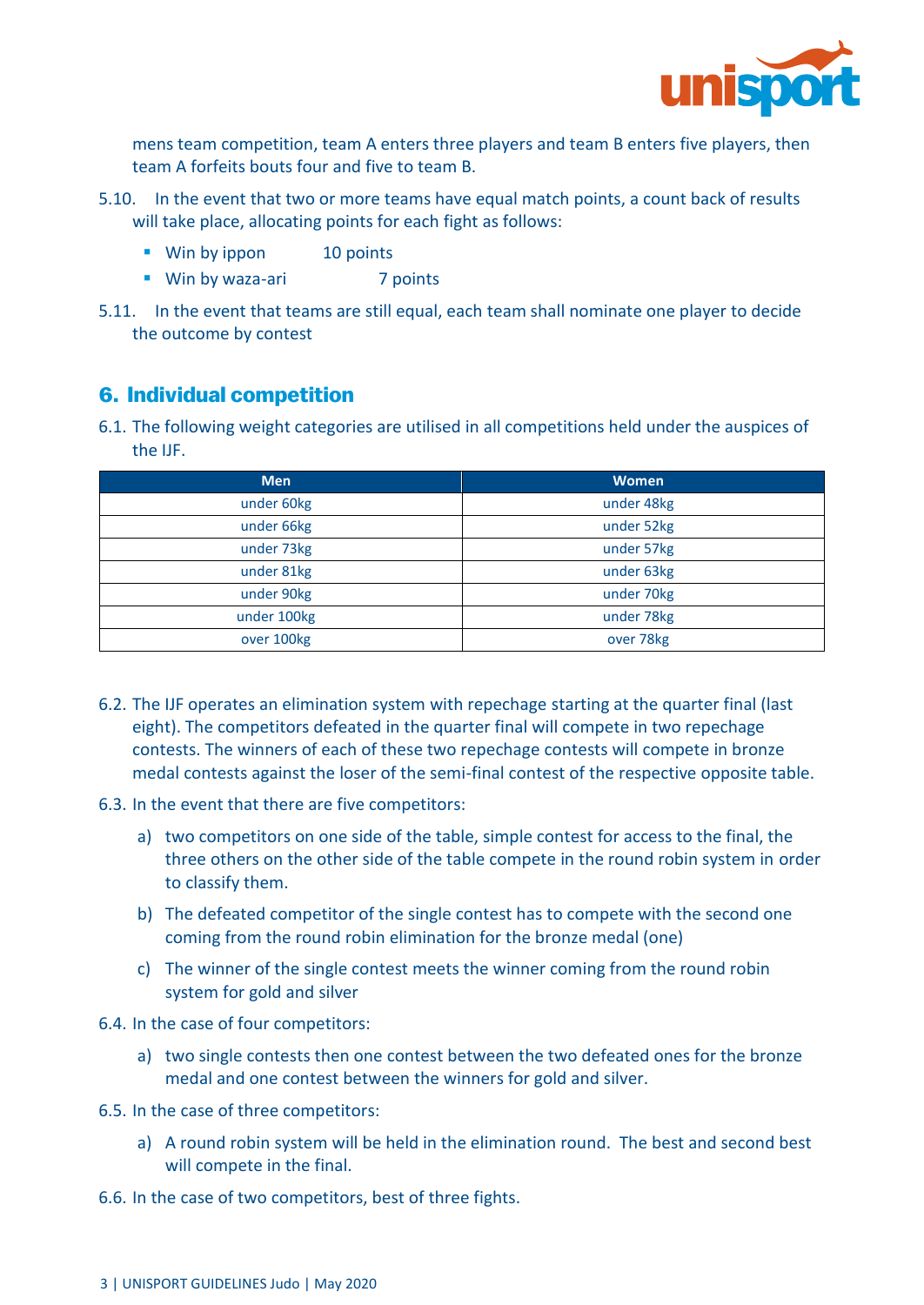mens team competition, team A enters three players and team B enters five players, then team A forfeits bouts four and five to team B.

5.10. In the event that two or more teams have equal match points, a count back of results will take place, allocating points for each fight as follows:

- Win by ippon 10 points
- Win by waza-ari 7 points

5.11. In the event that teams are still equal, each team shall nominate one player to decide the outcome by contest

## 6. Individual competition

6.1. The following weight categories are utilised in all competitions held under the auspices of the IJF.

| Men | Women |
|---|---|
| under 60kg | under 48kg |
| under 66kg | under 52kg |
| under 73kg | under 57kg |
| under 81kg | under 63kg |
| under 90kg | under 70kg |
| under 100kg | under 78kg |
| over 100kg | over 78kg |

6.2. The IJF operates an elimination system with repechage starting at the quarter final (last eight). The competitors defeated in the quarter final will compete in two repechage contests. The winners of each of these two repechage contests will compete in bronze medal contests against the loser of the semi-final contest of the respective opposite table.

6.3. In the event that there are five competitors:

a) two competitors on one side of the table, simple contest for access to the final, the three others on the other side of the table compete in the round robin system in order to classify them.

b) The defeated competitor of the single contest has to compete with the second one coming from the round robin elimination for the bronze medal (one)

c) The winner of the single contest meets the winner coming from the round robin system for gold and silver

6.4. In the case of four competitors:

a) two single contests then one contest between the two defeated ones for the bronze medal and one contest between the winners for gold and silver.

6.5. In the case of three competitors:

a) A round robin system will be held in the elimination round. The best and second best will compete in the final.

6.6. In the case of two competitors, best of three fights.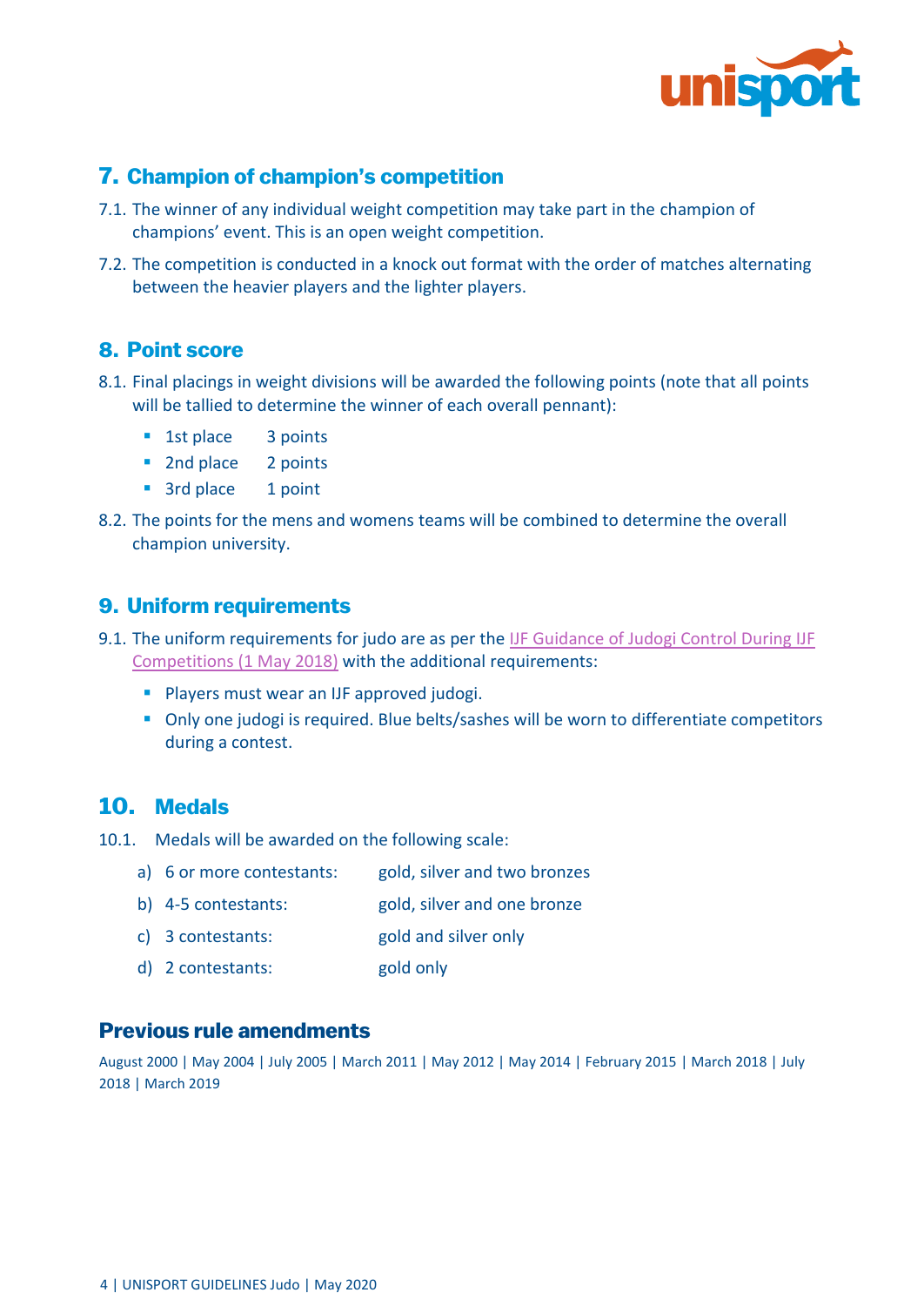## 7. Champion of champion's competition

7.1. The winner of any individual weight competition may take part in the champion of champions' event. This is an open weight competition.

7.2. The competition is conducted in a knock out format with the order of matches alternating between the heavier players and the lighter players.

## 8. Point score

8.1. Final placings in weight divisions will be awarded the following points (note that all points will be tallied to determine the winner of each overall pennant):

- 1st place 3 points
- 2nd place 2 points
- 3rd place 1 point

8.2. The points for the mens and womens teams will be combined to determine the overall champion university.

## 9. Uniform requirements

9.1. The uniform requirements for judo are as per the IJF Guidance of Judogi Control During IJF Competitions (1 May 2018) with the additional requirements:

- Players must wear an IJF approved judogi.
- Only one judogi is required. Blue belts/sashes will be worn to differentiate competitors during a contest.

## 10. Medals

10.1. Medals will be awarded on the following scale:

a) 6 or more contestants: gold, silver and two bronzes

b) 4-5 contestants: gold, silver and one bronze

c) 3 contestants: gold and silver only

d) 2 contestants: gold only

## Previous rule amendments

August 2000 | May 2004 | July 2005 | March 2011 | May 2012 | May 2014 | February 2015 | March 2018 | July 2018 | March 2019